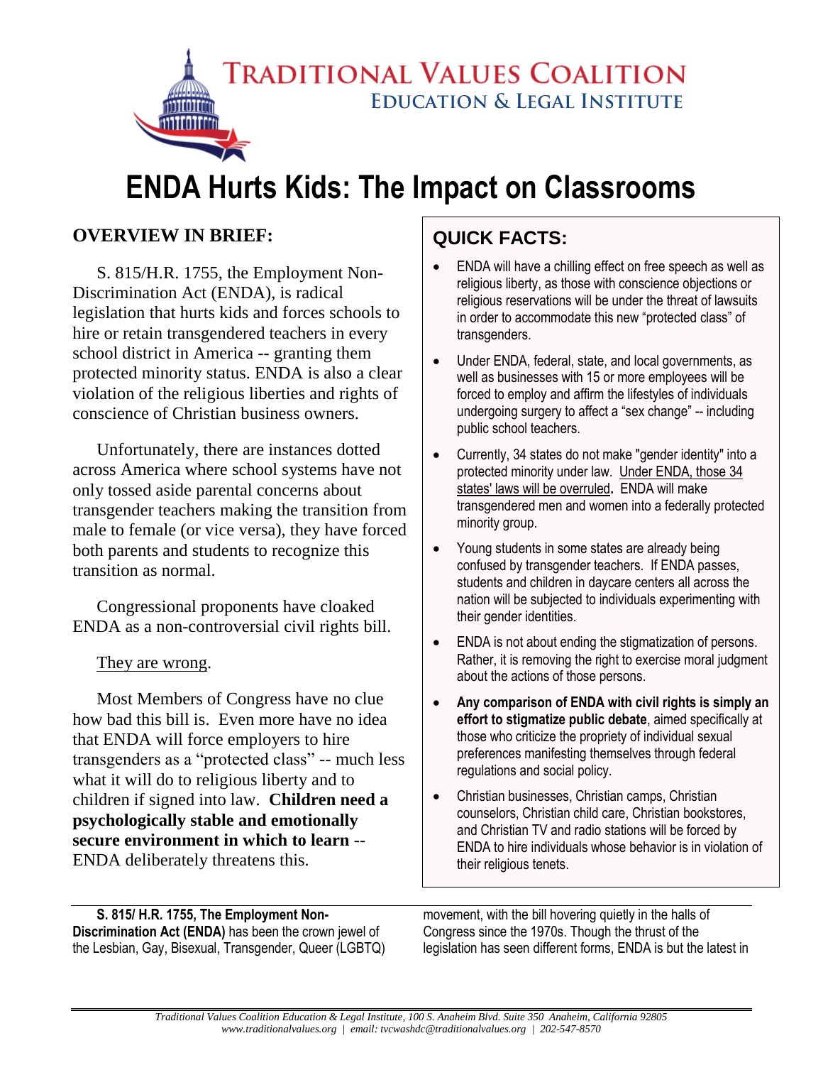# TRADITIONAL VALUES COALITION

## EDUCATION & LEGAL INSTITUTE

# ENDA Hurts Kids: The Impact on Classrooms

### OVERVIEW IN BRIEF:

S. 815/H.R. 1755, the Employment Non-Discrimination Act (ENDA), is radical legislation that hurts kids and forces schools to hire or retain transgendered teachers in every school district in America -- granting them protected minority status. ENDA is also a clear violation of the religious liberties and rights of conscience of Christian business owners.

Unfortunately, there are instances dotted across America where school systems have not only tossed aside parental concerns about transgender teachers making the transition from male to female (or vice versa), they have forced both parents and students to recognize this transition as normal.

Congressional proponents have cloaked ENDA as a non-controversial civil rights bill.

They are wrong.

Most Members of Congress have no clue how bad this bill is. Even more have no idea that ENDA will force employers to hire transgenders as a "protected class" -- much less what it will do to religious liberty and to children if signed into law. **Children need a psychologically stable and emotionally secure environment in which to learn** -- ENDA deliberately threatens this.

### QUICK FACTS:

- ENDA will have a chilling effect on free speech as well as religious liberty, as those with conscience objections or religious reservations will be under the threat of lawsuits in order to accommodate this new "protected class" of transgenders.
- Under ENDA, federal, state, and local governments, as well as businesses with 15 or more employees will be forced to employ and affirm the lifestyles of individuals undergoing surgery to affect a "sex change" -- including public school teachers.
- Currently, 34 states do not make "gender identity" into a protected minority under law. Under ENDA, those 34 states' laws will be overruled**.** ENDA will make transgendered men and women into a federally protected minority group.
- Young students in some states are already being confused by transgender teachers. If ENDA passes, students and children in daycare centers all across the nation will be subjected to individuals experimenting with their gender identities.
- ENDA is not about ending the stigmatization of persons. Rather, it is removing the right to exercise moral judgment about the actions of those persons.
- **Any comparison of ENDA with civil rights is simply an effort to stigmatize public debate**, aimed specifically at those who criticize the propriety of individual sexual preferences manifesting themselves through federal regulations and social policy.
- Christian businesses, Christian camps, Christian counselors, Christian child care, Christian bookstores, and Christian TV and radio stations will be forced by ENDA to hire individuals whose behavior is in violation of their religious tenets.

---

**S. 815/ H.R. 1755, The Employment Non-Discrimination Act (ENDA)** has been the crown jewel of the Lesbian, Gay, Bisexual, Transgender, Queer (LGBTQ) movement, with the bill hovering quietly in the halls of Congress since the 1970s. Though the thrust of the legislation has seen different forms, ENDA is but the latest in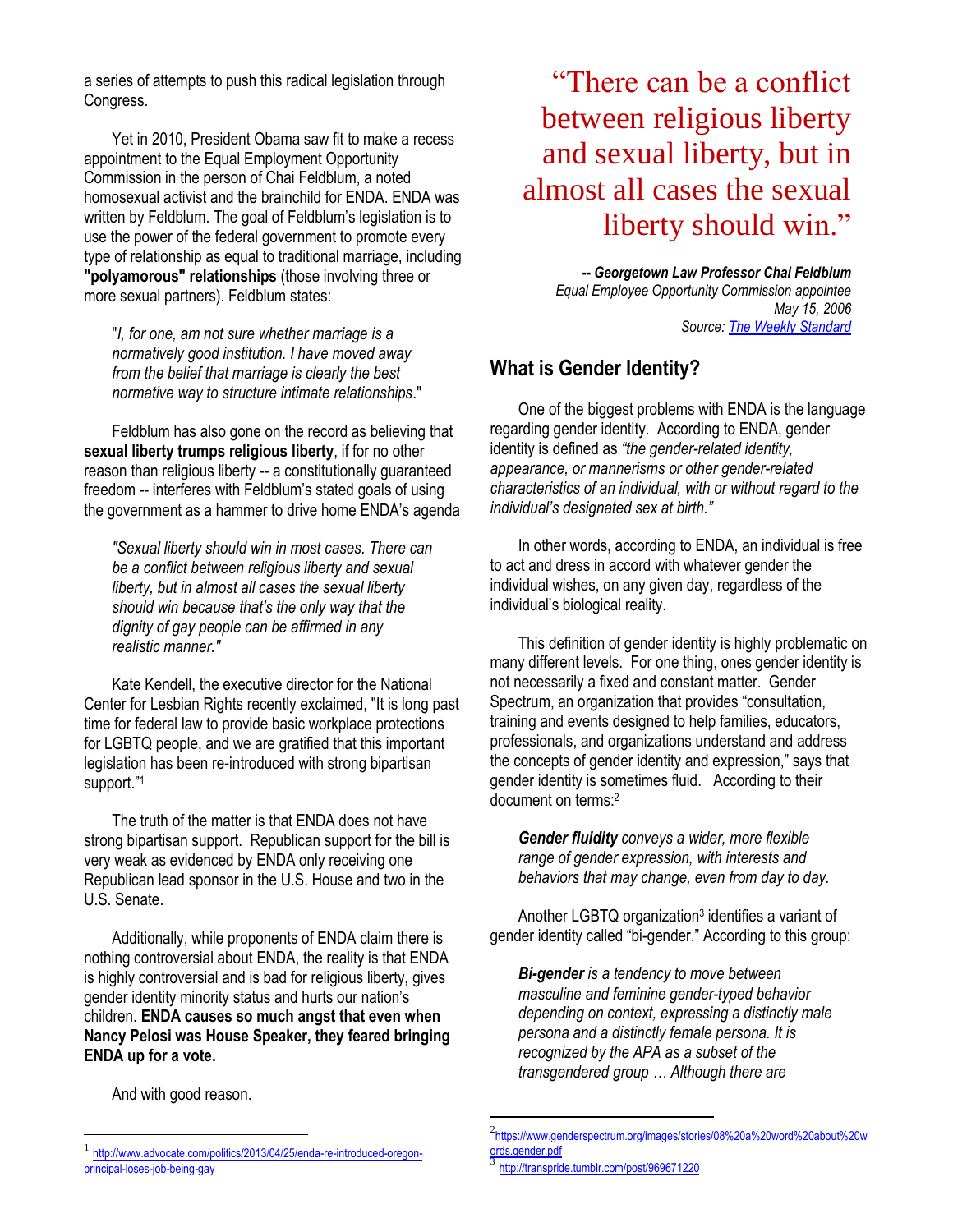a series of attempts to push this radical legislation through Congress.

Yet in 2010, President Obama saw fit to make a recess appointment to the Equal Employment Opportunity Commission in the person of Chai Feldblum, a noted homosexual activist and the brainchild for ENDA. ENDA was written by Feldblum. The goal of Feldblum's legislation is to use the power of the federal government to promote every type of relationship as equal to traditional marriage, including **"polyamorous" relationships** (those involving three or more sexual partners). Feldblum states:

> "*I, for one, am not sure whether marriage is a normatively good institution. I have moved away from the belief that marriage is clearly the best normative way to structure intimate relationships*."

Feldblum has also gone on the record as believing that **sexual liberty trumps religious liberty**, if for no other reason than religious liberty -- a constitutionally guaranteed freedom -- interferes with Feldblum's stated goals of using the government as a hammer to drive home ENDA's agenda

> *"Sexual liberty should win in most cases. There can be a conflict between religious liberty and sexual liberty, but in almost all cases the sexual liberty should win because that's the only way that the dignity of gay people can be affirmed in any realistic manner."*

Kate Kendell, the executive director for the National Center for Lesbian Rights recently exclaimed, "It is long past time for federal law to provide basic workplace protections for LGBTQ people, and we are gratified that this important legislation has been re-introduced with strong bipartisan support."[1]

The truth of the matter is that ENDA does not have strong bipartisan support. Republican support for the bill is very weak as evidenced by ENDA only receiving one Republican lead sponsor in the U.S. House and two in the U.S. Senate.

Additionally, while proponents of ENDA claim there is nothing controversial about ENDA, the reality is that ENDA is highly controversial and is bad for religious liberty, gives gender identity minority status and hurts our nation's children. **ENDA causes so much angst that even when Nancy Pelosi was House Speaker, they feared bringing ENDA up for a vote.**

And with good reason.

> "There can be a conflict between religious liberty and sexual liberty, but in almost all cases the sexual liberty should win."
>
> ***-- Georgetown Law Professor Chai Feldblum***
> *Equal Employee Opportunity Commission appointee*
> *May 15, 2006*
> *Source: The Weekly Standard*

## What is Gender Identity?

One of the biggest problems with ENDA is the language regarding gender identity. According to ENDA, gender identity is defined as *"the gender-related identity, appearance, or mannerisms or other gender-related characteristics of an individual, with or without regard to the individual's designated sex at birth."*

In other words, according to ENDA, an individual is free to act and dress in accord with whatever gender the individual wishes, on any given day, regardless of the individual's biological reality.

This definition of gender identity is highly problematic on many different levels. For one thing, ones gender identity is not necessarily a fixed and constant matter. Gender Spectrum, an organization that provides "consultation, training and events designed to help families, educators, professionals, and organizations understand and address the concepts of gender identity and expression," says that gender identity is sometimes fluid. According to their document on terms:[2]

> ***Gender fluidity*** *conveys a wider, more flexible range of gender expression, with interests and behaviors that may change, even from day to day.*

Another LGBTQ organization[3] identifies a variant of gender identity called "bi-gender." According to this group:

> ***Bi-gender*** *is a tendency to move between masculine and feminine gender-typed behavior depending on context, expressing a distinctly male persona and a distinctly female persona. It is recognized by the APA as a subset of the transgendered group … Although there are*

---

[1] http://www.advocate.com/politics/2013/04/25/enda-re-introduced-oregon-principal-loses-job-being-gay

[2] https://www.genderspectrum.org/images/stories/08%20a%20word%20about%20words.gender.pdf

[3] http://transpride.tumblr.com/post/969671220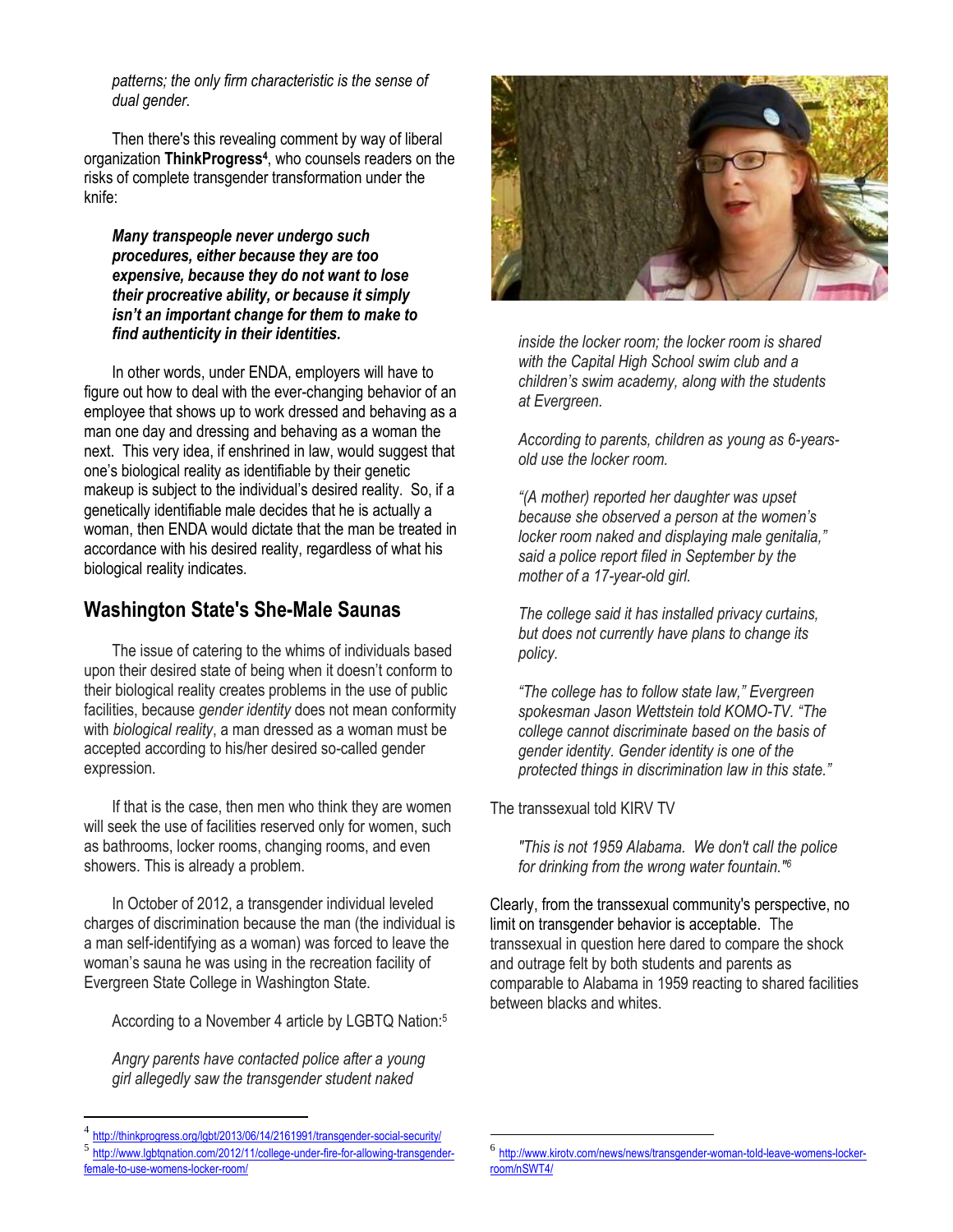*patterns; the only firm characteristic is the sense of dual gender.*

Then there's this revealing comment by way of liberal organization **ThinkProgress**[4], who counsels readers on the risks of complete transgender transformation under the knife:

***Many transpeople never undergo such procedures, either because they are too expensive, because they do not want to lose their procreative ability, or because it simply isn't an important change for them to make to find authenticity in their identities.***

In other words, under ENDA, employers will have to figure out how to deal with the ever-changing behavior of an employee that shows up to work dressed and behaving as a man one day and dressing and behaving as a woman the next. This very idea, if enshrined in law, would suggest that one's biological reality as identifiable by their genetic makeup is subject to the individual's desired reality. So, if a genetically identifiable male decides that he is actually a woman, then ENDA would dictate that the man be treated in accordance with his desired reality, regardless of what his biological reality indicates.

## Washington State's She-Male Saunas

The issue of catering to the whims of individuals based upon their desired state of being when it doesn't conform to their biological reality creates problems in the use of public facilities, because *gender identity* does not mean conformity with *biological reality*, a man dressed as a woman must be accepted according to his/her desired so-called gender expression.

If that is the case, then men who think they are women will seek the use of facilities reserved only for women, such as bathrooms, locker rooms, changing rooms, and even showers. This is already a problem.

In October of 2012, a transgender individual leveled charges of discrimination because the man (the individual is a man self-identifying as a woman) was forced to leave the woman's sauna he was using in the recreation facility of Evergreen State College in Washington State.

According to a November 4 article by LGBTQ Nation:[5]

*Angry parents have contacted police after a young girl allegedly saw the transgender student naked inside the locker room; the locker room is shared with the Capital High School swim club and a children's swim academy, along with the students at Evergreen.*

*According to parents, children as young as 6-years-old use the locker room.*

*"(A mother) reported her daughter was upset because she observed a person at the women's locker room naked and displaying male genitalia," said a police report filed in September by the mother of a 17-year-old girl.*

*The college said it has installed privacy curtains, but does not currently have plans to change its policy.*

*"The college has to follow state law," Evergreen spokesman Jason Wettstein told KOMO-TV. "The college cannot discriminate based on the basis of gender identity. Gender identity is one of the protected things in discrimination law in this state."*

The transsexual told KIRV TV

*"This is not 1959 Alabama. We don't call the police for drinking from the wrong water fountain."*[6]

Clearly, from the transsexual community's perspective, no limit on transgender behavior is acceptable. The transsexual in question here dared to compare the shock and outrage felt by both students and parents as comparable to Alabama in 1959 reacting to shared facilities between blacks and whites.

---

[4] http://thinkprogress.org/lgbt/2013/06/14/2161991/transgender-social-security/

[5] http://www.lgbtqnation.com/2012/11/college-under-fire-for-allowing-transgender-female-to-use-womens-locker-room/

[6] http://www.kirotv.com/news/news/transgender-woman-told-leave-womens-locker-room/nSWT4/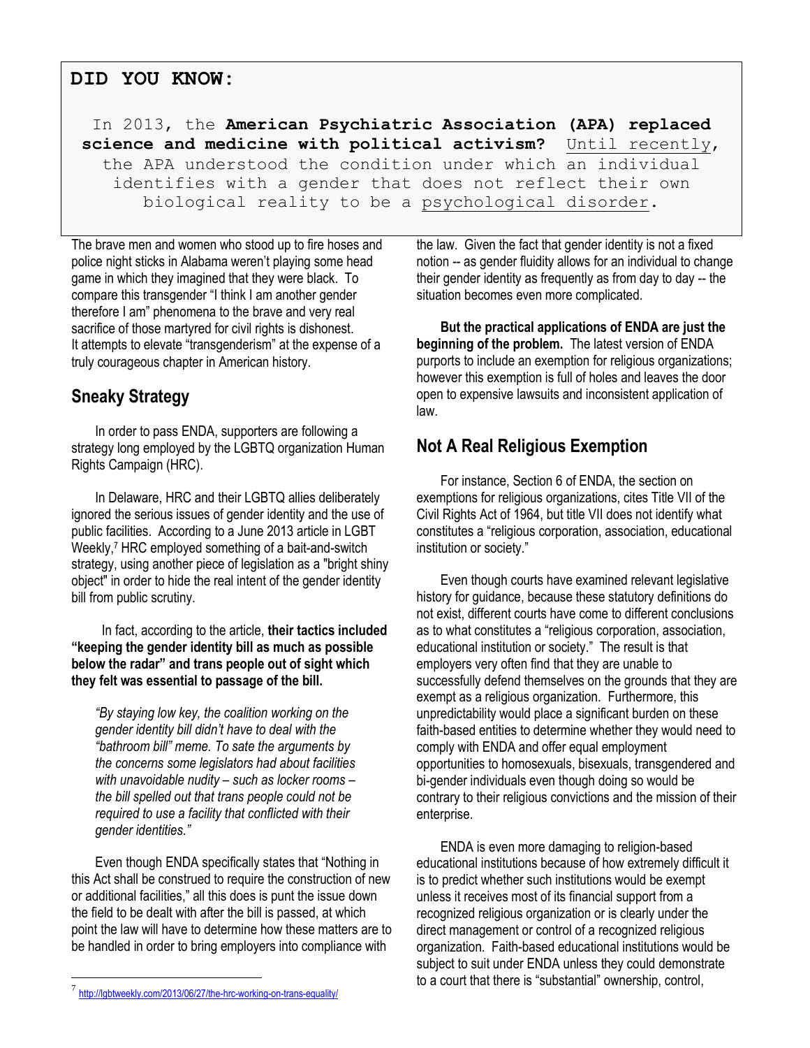**DID YOU KNOW:**

In 2013, the **American Psychiatric Association (APA) replaced science and medicine with political activism?** Until recently, the APA understood the condition under which an individual identifies with a gender that does not reflect their own biological reality to be a psychological disorder.

The brave men and women who stood up to fire hoses and police night sticks in Alabama weren't playing some head game in which they imagined that they were black. To compare this transgender "I think I am another gender therefore I am" phenomena to the brave and very real sacrifice of those martyred for civil rights is dishonest. It attempts to elevate "transgenderism" at the expense of a truly courageous chapter in American history.

## Sneaky Strategy

In order to pass ENDA, supporters are following a strategy long employed by the LGBTQ organization Human Rights Campaign (HRC).

In Delaware, HRC and their LGBTQ allies deliberately ignored the serious issues of gender identity and the use of public facilities. According to a June 2013 article in LGBT Weekly,[7] HRC employed something of a bait-and-switch strategy, using another piece of legislation as a "bright shiny object" in order to hide the real intent of the gender identity bill from public scrutiny.

In fact, according to the article, **their tactics included "keeping the gender identity bill as much as possible below the radar" and trans people out of sight which they felt was essential to passage of the bill.**

> *"By staying low key, the coalition working on the gender identity bill didn't have to deal with the "bathroom bill" meme. To sate the arguments by the concerns some legislators had about facilities with unavoidable nudity – such as locker rooms – the bill spelled out that trans people could not be required to use a facility that conflicted with their gender identities."*

Even though ENDA specifically states that "Nothing in this Act shall be construed to require the construction of new or additional facilities," all this does is punt the issue down the field to be dealt with after the bill is passed, at which point the law will have to determine how these matters are to be handled in order to bring employers into compliance with the law. Given the fact that gender identity is not a fixed notion -- as gender fluidity allows for an individual to change their gender identity as frequently as from day to day -- the situation becomes even more complicated.

**But the practical applications of ENDA are just the beginning of the problem.** The latest version of ENDA purports to include an exemption for religious organizations; however this exemption is full of holes and leaves the door open to expensive lawsuits and inconsistent application of law.

## Not A Real Religious Exemption

For instance, Section 6 of ENDA, the section on exemptions for religious organizations, cites Title VII of the Civil Rights Act of 1964, but title VII does not identify what constitutes a "religious corporation, association, educational institution or society."

Even though courts have examined relevant legislative history for guidance, because these statutory definitions do not exist, different courts have come to different conclusions as to what constitutes a "religious corporation, association, educational institution or society." The result is that employers very often find that they are unable to successfully defend themselves on the grounds that they are exempt as a religious organization. Furthermore, this unpredictability would place a significant burden on these faith-based entities to determine whether they would need to comply with ENDA and offer equal employment opportunities to homosexuals, bisexuals, transgendered and bi-gender individuals even though doing so would be contrary to their religious convictions and the mission of their enterprise.

ENDA is even more damaging to religion-based educational institutions because of how extremely difficult it is to predict whether such institutions would be exempt unless it receives most of its financial support from a recognized religious organization or is clearly under the direct management or control of a recognized religious organization. Faith-based educational institutions would be subject to suit under ENDA unless they could demonstrate to a court that there is "substantial" ownership, control,

---

[7] http://lgbtweekly.com/2013/06/27/the-hrc-working-on-trans-equality/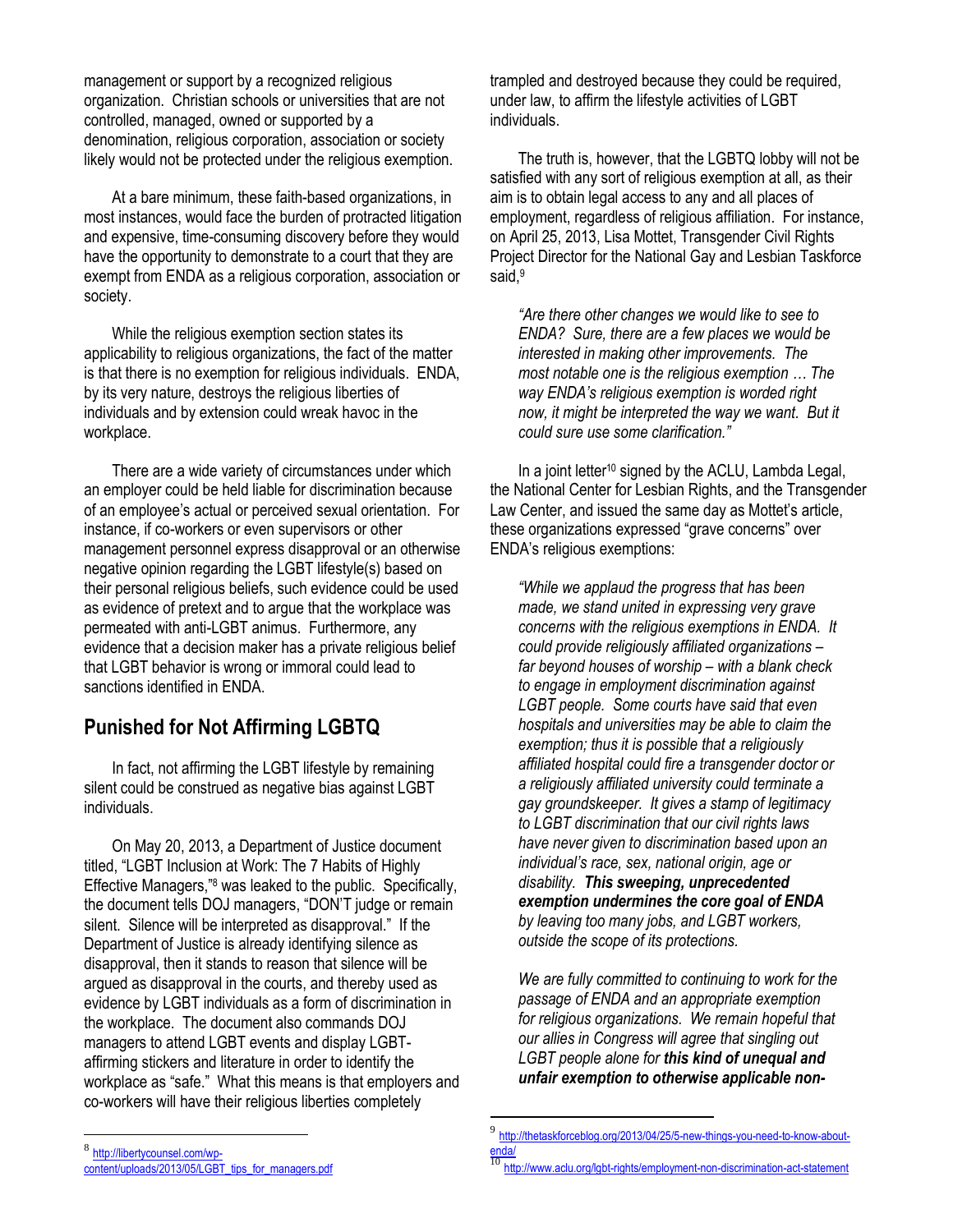management or support by a recognized religious organization. Christian schools or universities that are not controlled, managed, owned or supported by a denomination, religious corporation, association or society likely would not be protected under the religious exemption.

At a bare minimum, these faith-based organizations, in most instances, would face the burden of protracted litigation and expensive, time-consuming discovery before they would have the opportunity to demonstrate to a court that they are exempt from ENDA as a religious corporation, association or society.

While the religious exemption section states its applicability to religious organizations, the fact of the matter is that there is no exemption for religious individuals. ENDA, by its very nature, destroys the religious liberties of individuals and by extension could wreak havoc in the workplace.

There are a wide variety of circumstances under which an employer could be held liable for discrimination because of an employee's actual or perceived sexual orientation. For instance, if co-workers or even supervisors or other management personnel express disapproval or an otherwise negative opinion regarding the LGBT lifestyle(s) based on their personal religious beliefs, such evidence could be used as evidence of pretext and to argue that the workplace was permeated with anti-LGBT animus. Furthermore, any evidence that a decision maker has a private religious belief that LGBT behavior is wrong or immoral could lead to sanctions identified in ENDA.

## Punished for Not Affirming LGBTQ

In fact, not affirming the LGBT lifestyle by remaining silent could be construed as negative bias against LGBT individuals.

On May 20, 2013, a Department of Justice document titled, "LGBT Inclusion at Work: The 7 Habits of Highly Effective Managers,"[8] was leaked to the public. Specifically, the document tells DOJ managers, "DON'T judge or remain silent. Silence will be interpreted as disapproval." If the Department of Justice is already identifying silence as disapproval, then it stands to reason that silence will be argued as disapproval in the courts, and thereby used as evidence by LGBT individuals as a form of discrimination in the workplace. The document also commands DOJ managers to attend LGBT events and display LGBT-affirming stickers and literature in order to identify the workplace as "safe." What this means is that employers and co-workers will have their religious liberties completely trampled and destroyed because they could be required, under law, to affirm the lifestyle activities of LGBT individuals.

The truth is, however, that the LGBTQ lobby will not be satisfied with any sort of religious exemption at all, as their aim is to obtain legal access to any and all places of employment, regardless of religious affiliation. For instance, on April 25, 2013, Lisa Mottet, Transgender Civil Rights Project Director for the National Gay and Lesbian Taskforce said,[9]

> *"Are there other changes we would like to see to ENDA? Sure, there are a few places we would be interested in making other improvements. The most notable one is the religious exemption … The way ENDA's religious exemption is worded right now, it might be interpreted the way we want. But it could sure use some clarification."*

In a joint letter[10] signed by the ACLU, Lambda Legal, the National Center for Lesbian Rights, and the Transgender Law Center, and issued the same day as Mottet's article, these organizations expressed "grave concerns" over ENDA's religious exemptions:

> *"While we applaud the progress that has been made, we stand united in expressing very grave concerns with the religious exemptions in ENDA. It could provide religiously affiliated organizations – far beyond houses of worship – with a blank check to engage in employment discrimination against LGBT people. Some courts have said that even hospitals and universities may be able to claim the exemption; thus it is possible that a religiously affiliated hospital could fire a transgender doctor or a religiously affiliated university could terminate a gay groundskeeper. It gives a stamp of legitimacy to LGBT discrimination that our civil rights laws have never given to discrimination based upon an individual's race, sex, national origin, age or disability.* ***This sweeping, unprecedented exemption undermines the core goal of ENDA*** *by leaving too many jobs, and LGBT workers, outside the scope of its protections.*
>
> *We are fully committed to continuing to work for the passage of ENDA and an appropriate exemption for religious organizations. We remain hopeful that our allies in Congress will agree that singling out LGBT people alone for* ***this kind of unequal and unfair exemption to otherwise applicable non-***

---

[8] http://libertycounsel.com/wp-content/uploads/2013/05/LGBT_tips_for_managers.pdf

[9] http://thetaskforceblog.org/2013/04/25/5-new-things-you-need-to-know-about-enda/

[10] http://www.aclu.org/lgbt-rights/employment-non-discrimination-act-statement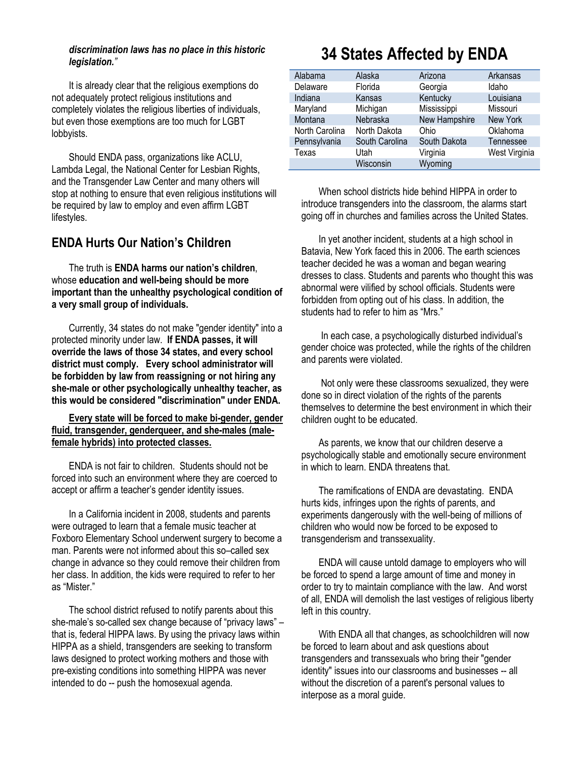***discrimination laws has no place in this historic legislation."***

It is already clear that the religious exemptions do not adequately protect religious institutions and completely violates the religious liberties of individuals, but even those exemptions are too much for LGBT lobbyists.

Should ENDA pass, organizations like ACLU, Lambda Legal, the National Center for Lesbian Rights, and the Transgender Law Center and many others will stop at nothing to ensure that even religious institutions will be required by law to employ and even affirm LGBT lifestyles.

## ENDA Hurts Our Nation's Children

The truth is **ENDA harms our nation's children**, whose **education and well-being should be more important than the unhealthy psychological condition of a very small group of individuals.**

Currently, 34 states do not make "gender identity" into a protected minority under law. **If ENDA passes, it will override the laws of those 34 states, and every school district must comply. Every school administrator will be forbidden by law from reassigning or not hiring any she-male or other psychologically unhealthy teacher, as this would be considered "discrimination" under ENDA.**

**<u>Every state will be forced to make bi-gender, gender fluid, transgender, genderqueer, and she-males (male-female hybrids) into protected classes.</u>**

ENDA is not fair to children. Students should not be forced into such an environment where they are coerced to accept or affirm a teacher's gender identity issues.

In a California incident in 2008, students and parents were outraged to learn that a female music teacher at Foxboro Elementary School underwent surgery to become a man. Parents were not informed about this so–called sex change in advance so they could remove their children from her class. In addition, the kids were required to refer to her as "Mister."

The school district refused to notify parents about this she-male's so-called sex change because of "privacy laws" – that is, federal HIPPA laws. By using the privacy laws within HIPPA as a shield, transgenders are seeking to transform laws designed to protect working mothers and those with pre-existing conditions into something HIPPA was never intended to do -- push the homosexual agenda.

# 34 States Affected by ENDA

| | | | |
|---|---|---|---|
| Alabama | Alaska | Arizona | Arkansas |
| Delaware | Florida | Georgia | Idaho |
| Indiana | Kansas | Kentucky | Louisiana |
| Maryland | Michigan | Mississippi | Missouri |
| Montana | Nebraska | New Hampshire | New York |
| North Carolina | North Dakota | Ohio | Oklahoma |
| Pennsylvania | South Carolina | South Dakota | Tennessee |
| Texas | Utah | Virginia | West Virginia |
| | Wisconsin | Wyoming | |

When school districts hide behind HIPPA in order to introduce transgenders into the classroom, the alarms start going off in churches and families across the United States.

In yet another incident, students at a high school in Batavia, New York faced this in 2006. The earth sciences teacher decided he was a woman and began wearing dresses to class. Students and parents who thought this was abnormal were vilified by school officials. Students were forbidden from opting out of his class. In addition, the students had to refer to him as "Mrs."

In each case, a psychologically disturbed individual's gender choice was protected, while the rights of the children and parents were violated.

Not only were these classrooms sexualized, they were done so in direct violation of the rights of the parents themselves to determine the best environment in which their children ought to be educated.

As parents, we know that our children deserve a psychologically stable and emotionally secure environment in which to learn. ENDA threatens that.

The ramifications of ENDA are devastating. ENDA hurts kids, infringes upon the rights of parents, and experiments dangerously with the well-being of millions of children who would now be forced to be exposed to transgenderism and transsexuality.

ENDA will cause untold damage to employers who will be forced to spend a large amount of time and money in order to try to maintain compliance with the law. And worst of all, ENDA will demolish the last vestiges of religious liberty left in this country.

With ENDA all that changes, as schoolchildren will now be forced to learn about and ask questions about transgenders and transsexuals who bring their "gender identity" issues into our classrooms and businesses -- all without the discretion of a parent's personal values to interpose as a moral guide.